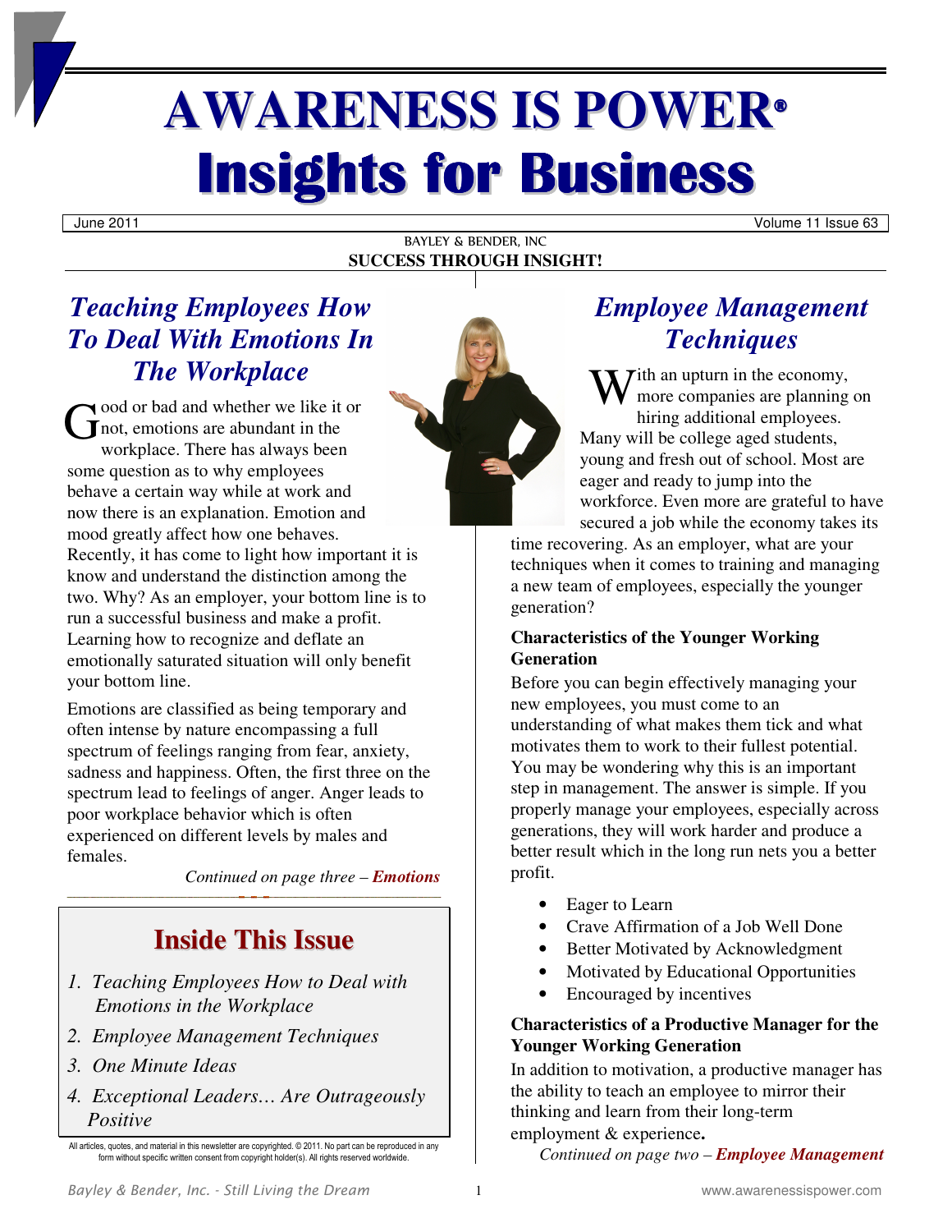# AWARENESS IS POWER®

# Insights for Business

June 2011 Volume 11 Issue 63

BAYLEY & BENDER, INC

**SUCCESS THROUGH INSIGHT!**

## *Teaching Employees How To Deal With Emotions In The Workplace*

Good or bad and whether we like it or not, emotions are abundant in the workplace. There has always been some question as to why employees behave a certain way while at work and now there is an explanation. Emotion and mood greatly affect how one behaves. Recently, it has come to light how important it is know and understand the distinction among the two. Why? As an employer, your bottom line is to run a successful business and make a profit. Learning how to recognize and deflate an emotionally saturated situation will only benefit your bottom line.

Emotions are classified as being temporary and often intense by nature encompassing a full spectrum of feelings ranging from fear, anxiety, sadness and happiness. Often, the first three on the spectrum lead to feelings of anger. Anger leads to poor workplace behavior which is often experienced on different levels by males and females.

*Continued on page three –* ***Emotions***

## Inside This Issue

1. *Teaching Employees How to Deal with Emotions in the Workplace*
2. *Employee Management Techniques*
3. *One Minute Ideas*
4. *Exceptional Leaders… Are Outrageously Positive*

All articles, quotes, and material in this newsletter are copyrighted. © 2011. No part can be reproduced in any form without specific written consent from copyright holder(s). All rights reserved worldwide.

## *Employee Management Techniques*

With an upturn in the economy, more companies are planning on hiring additional employees. Many will be college aged students, young and fresh out of school. Most are eager and ready to jump into the workforce. Even more are grateful to have secured a job while the economy takes its time recovering. As an employer, what are your techniques when it comes to training and managing a new team of employees, especially the younger generation?

**Characteristics of the Younger Working Generation**

Before you can begin effectively managing your new employees, you must come to an understanding of what makes them tick and what motivates them to work to their fullest potential. You may be wondering why this is an important step in management. The answer is simple. If you properly manage your employees, especially across generations, they will work harder and produce a better result which in the long run nets you a better profit.

- Eager to Learn
- Crave Affirmation of a Job Well Done
- Better Motivated by Acknowledgment
- Motivated by Educational Opportunities
- Encouraged by incentives

**Characteristics of a Productive Manager for the Younger Working Generation**

In addition to motivation, a productive manager has the ability to teach an employee to mirror their thinking and learn from their long-term employment & experience.

*Continued on page two –* ***Employee Management***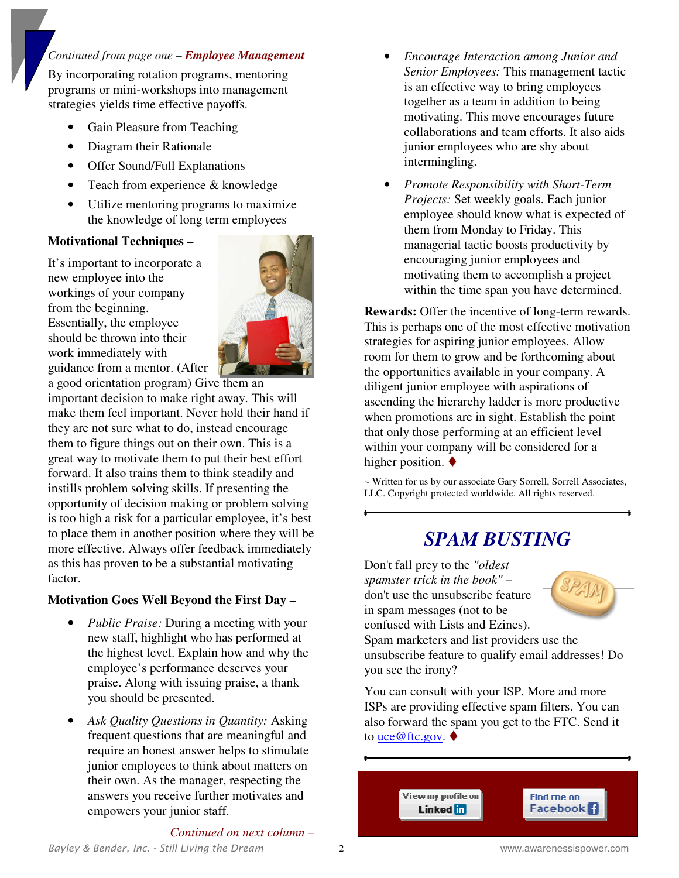*Continued from page one –* ***Employee Management***

By incorporating rotation programs, mentoring programs or mini-workshops into management strategies yields time effective payoffs.

- Gain Pleasure from Teaching
- Diagram their Rationale
- Offer Sound/Full Explanations
- Teach from experience & knowledge
- Utilize mentoring programs to maximize the knowledge of long term employees

**Motivational Techniques –**

It's important to incorporate a new employee into the workings of your company from the beginning. Essentially, the employee should be thrown into their work immediately with guidance from a mentor. (After a good orientation program) Give them an important decision to make right away. This will make them feel important. Never hold their hand if they are not sure what to do, instead encourage them to figure things out on their own. This is a great way to motivate them to put their best effort forward. It also trains them to think steadily and instills problem solving skills. If presenting the opportunity of decision making or problem solving is too high a risk for a particular employee, it's best to place them in another position where they will be more effective. Always offer feedback immediately as this has proven to be a substantial motivating factor.

**Motivation Goes Well Beyond the First Day –**

- *Public Praise:* During a meeting with your new staff, highlight who has performed at the highest level. Explain how and why the employee's performance deserves your praise. Along with issuing praise, a thank you should be presented.
- *Ask Quality Questions in Quantity:* Asking frequent questions that are meaningful and require an honest answer helps to stimulate junior employees to think about matters on their own. As the manager, respecting the answers you receive further motivates and empowers your junior staff.

*Continued on next column –*

- *Encourage Interaction among Junior and Senior Employees:* This management tactic is an effective way to bring employees together as a team in addition to being motivating. This move encourages future collaborations and team efforts. It also aids junior employees who are shy about intermingling.
- *Promote Responsibility with Short-Term Projects:* Set weekly goals. Each junior employee should know what is expected of them from Monday to Friday. This managerial tactic boosts productivity by encouraging junior employees and motivating them to accomplish a project within the time span you have determined.

**Rewards:** Offer the incentive of long-term rewards. This is perhaps one of the most effective motivation strategies for aspiring junior employees. Allow room for them to grow and be forthcoming about the opportunities available in your company. A diligent junior employee with aspirations of ascending the hierarchy ladder is more productive when promotions are in sight. Establish the point that only those performing at an efficient level within your company will be considered for a higher position. ♦

~ Written for us by our associate Gary Sorrell, Sorrell Associates, LLC. Copyright protected worldwide. All rights reserved.

## *SPAM BUSTING*

Don't fall prey to the *"oldest spamster trick in the book"* – don't use the unsubscribe feature in spam messages (not to be confused with Lists and Ezines). Spam marketers and list providers use the unsubscribe feature to qualify email addresses! Do you see the irony?

You can consult with your ISP. More and more ISPs are providing effective spam filters. You can also forward the spam you get to the FTC. Send it to uce@ftc.gov. ♦

View my profile on LinkedIn | Find me on Facebook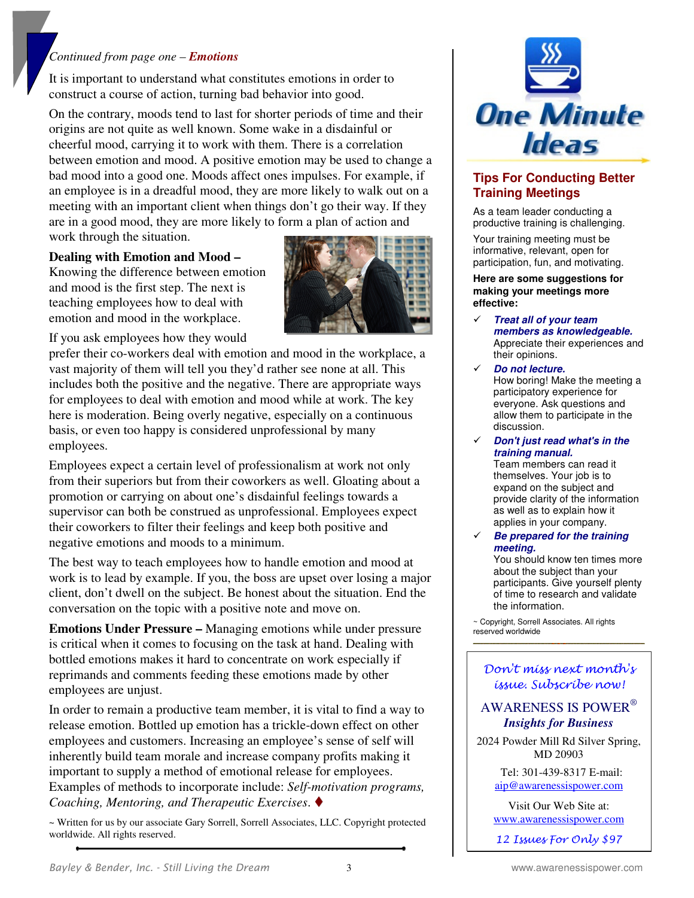*Continued from page one –* ***Emotions***

It is important to understand what constitutes emotions in order to construct a course of action, turning bad behavior into good.

On the contrary, moods tend to last for shorter periods of time and their origins are not quite as well known. Some wake in a disdainful or cheerful mood, carrying it to work with them. There is a correlation between emotion and mood. A positive emotion may be used to change a bad mood into a good one. Moods affect ones impulses. For example, if an employee is in a dreadful mood, they are more likely to walk out on a meeting with an important client when things don't go their way. If they are in a good mood, they are more likely to form a plan of action and work through the situation.

**Dealing with Emotion and Mood –** Knowing the difference between emotion and mood is the first step. The next is teaching employees how to deal with emotion and mood in the workplace.

If you ask employees how they would prefer their co-workers deal with emotion and mood in the workplace, a vast majority of them will tell you they'd rather see none at all. This includes both the positive and the negative. There are appropriate ways for employees to deal with emotion and mood while at work. The key here is moderation. Being overly negative, especially on a continuous basis, or even too happy is considered unprofessional by many employees.

Employees expect a certain level of professionalism at work not only from their superiors but from their coworkers as well. Gloating about a promotion or carrying on about one's disdainful feelings towards a supervisor can both be construed as unprofessional. Employees expect their coworkers to filter their feelings and keep both positive and negative emotions and moods to a minimum.

The best way to teach employees how to handle emotion and mood at work is to lead by example. If you, the boss are upset over losing a major client, don't dwell on the subject. Be honest about the situation. End the conversation on the topic with a positive note and move on.

**Emotions Under Pressure –** Managing emotions while under pressure is critical when it comes to focusing on the task at hand. Dealing with bottled emotions makes it hard to concentrate on work especially if reprimands and comments feeding these emotions made by other employees are unjust.

In order to remain a productive team member, it is vital to find a way to release emotion. Bottled up emotion has a trickle-down effect on other employees and customers. Increasing an employee's sense of self will inherently build team morale and increase company profits making it important to supply a method of emotional release for employees. Examples of methods to incorporate include: *Self-motivation programs, Coaching, Mentoring, and Therapeutic Exercises*. ♦

~ Written for us by our associate Gary Sorrell, Sorrell Associates, LLC. Copyright protected worldwide. All rights reserved.

# One Minute Ideas

## Tips For Conducting Better Training Meetings

As a team leader conducting a productive training is challenging.

Your training meeting must be informative, relevant, open for participation, fun, and motivating.

**Here are some suggestions for making your meetings more effective:**

- ✓ ***Treat all of your team members as knowledgeable.*** Appreciate their experiences and their opinions.
- ✓ ***Do not lecture.*** How boring! Make the meeting a participatory experience for everyone. Ask questions and allow them to participate in the discussion.
- ✓ ***Don't just read what's in the training manual.*** Team members can read it themselves. Your job is to expand on the subject and provide clarity of the information as well as to explain how it applies in your company.
- ✓ ***Be prepared for the training meeting.*** You should know ten times more about the subject than your participants. Give yourself plenty of time to research and validate the information.

~ Copyright, Sorrell Associates. All rights reserved worldwide

*Don't miss next month's issue. Subscribe now!*

AWARENESS IS POWER®
***Insights for Business***

2024 Powder Mill Rd Silver Spring, MD 20903

Tel: 301-439-8317 E-mail: aip@awarenessispower.com

Visit Our Web Site at: www.awarenessispower.com

*12 Issues For Only $97*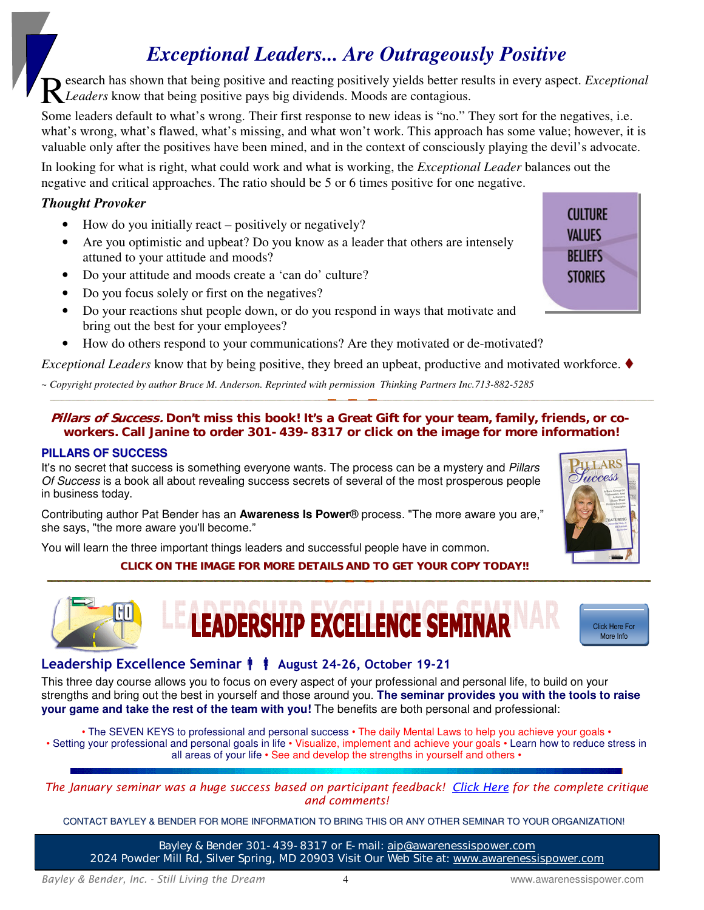# *Exceptional Leaders... Are Outrageously Positive*

Research has shown that being positive and reacting positively yields better results in every aspect. *Exceptional Leaders* know that being positive pays big dividends. Moods are contagious.

Some leaders default to what's wrong. Their first response to new ideas is "no." They sort for the negatives, i.e. what's wrong, what's flawed, what's missing, and what won't work. This approach has some value; however, it is valuable only after the positives have been mined, and in the context of consciously playing the devil's advocate.

In looking for what is right, what could work and what is working, the *Exceptional Leader* balances out the negative and critical approaches. The ratio should be 5 or 6 times positive for one negative.

### *Thought Provoker*

- How do you initially react – positively or negatively?
- Are you optimistic and upbeat? Do you know as a leader that others are intensely attuned to your attitude and moods?
- Do your attitude and moods create a 'can do' culture?
- Do you focus solely or first on the negatives?
- Do your reactions shut people down, or do you respond in ways that motivate and bring out the best for your employees?
- How do others respond to your communications? Are they motivated or de-motivated?

CULTURE
VALUES
BELIEFS
STORIES

*Exceptional Leaders* know that by being positive, they breed an upbeat, productive and motivated workforce. ♦

*~ Copyright protected by author Bruce M. Anderson. Reprinted with permission Thinking Partners Inc.713-882-5285*

---

***Pillars of Success.*** **Don't miss this book! It's a Great Gift for your team, family, friends, or co-workers. Call Janine to order 301-439-8317 or click on the image for more information!**

### PILLARS OF SUCCESS

It's no secret that success is something everyone wants. The process can be a mystery and *Pillars Of Success* is a book all about revealing success secrets of several of the most prosperous people in business today.

Contributing author Pat Bender has an **Awareness Is Power**® process. "The more aware you are," she says, "the more aware you'll become."

You will learn the three important things leaders and successful people have in common.

**CLICK ON THE IMAGE FOR MORE DETAILS AND TO GET YOUR COPY TODAY!!**

---

# LEADERSHIP EXCELLENCE SEMINAR

Click Here For More Info

## Leadership Excellence Seminar August 24-26, October 19-21

This three day course allows you to focus on every aspect of your professional and personal life, to build on your strengths and bring out the best in yourself and those around you. **The seminar provides you with the tools to raise your game and take the rest of the team with you!** The benefits are both personal and professional:

• The SEVEN KEYS to professional and personal success • The daily Mental Laws to help you achieve your goals • Setting your professional and personal goals in life • Visualize, implement and achieve your goals • Learn how to reduce stress in all areas of your life • See and develop the strengths in yourself and others •

*The January seminar was a huge success based on participant feedback! Click Here for the complete critique and comments!*

CONTACT BAYLEY & BENDER FOR MORE INFORMATION TO BRING THIS OR ANY OTHER SEMINAR TO YOUR ORGANIZATION!

Bayley & Bender 301-439-8317 or E-mail: aip@awarenessispower.com
2024 Powder Mill Rd, Silver Spring, MD 20903 Visit Our Web Site at: www.awarenessispower.com